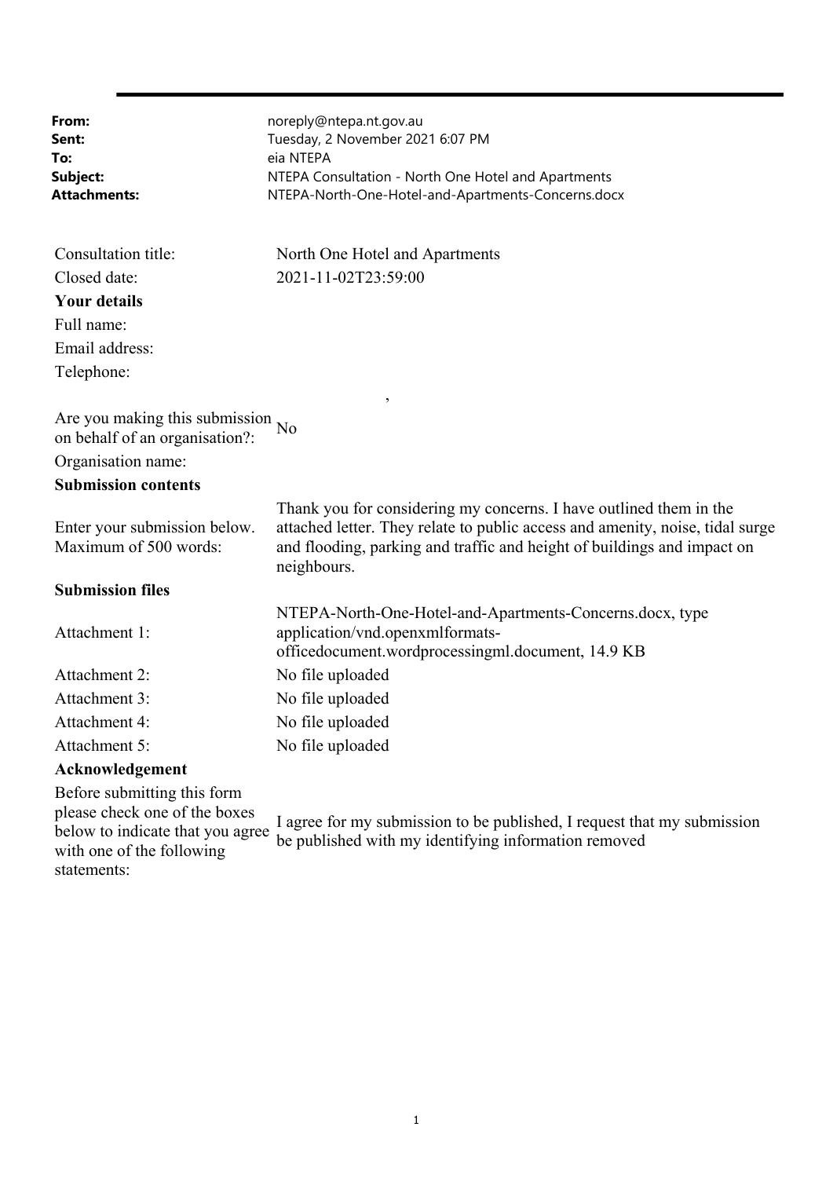**From:** noreply@ntepa.nt.gov.au
**Sent:** Tuesday, 2 November 2021 6:07 PM
**To:** eia NTEPA
**Subject:** NTEPA Consultation - North One Hotel and Apartments
**Attachments:** NTEPA-North-One-Hotel-and-Apartments-Concerns.docx

| | |
|---|---|
| Consultation title: | North One Hotel and Apartments |
| Closed date: | 2021-11-02T23:59:00 |
| **Your details** | |
| Full name: | |
| Email address: | |
| Telephone: | |
| | , |
| Are you making this submission on behalf of an organisation?: | No |
| Organisation name: | |
| **Submission contents** | |
| Enter your submission below. Maximum of 500 words: | Thank you for considering my concerns. I have outlined them in the attached letter. They relate to public access and amenity, noise, tidal surge and flooding, parking and traffic and height of buildings and impact on neighbours. |
| **Submission files** | |
| Attachment 1: | NTEPA-North-One-Hotel-and-Apartments-Concerns.docx, type application/vnd.openxmlformats-officedocument.wordprocessingml.document, 14.9 KB |
| Attachment 2: | No file uploaded |
| Attachment 3: | No file uploaded |
| Attachment 4: | No file uploaded |
| Attachment 5: | No file uploaded |
| **Acknowledgement** | |
| Before submitting this form please check one of the boxes below to indicate that you agree with one of the following statements: | I agree for my submission to be published, I request that my submission be published with my identifying information removed |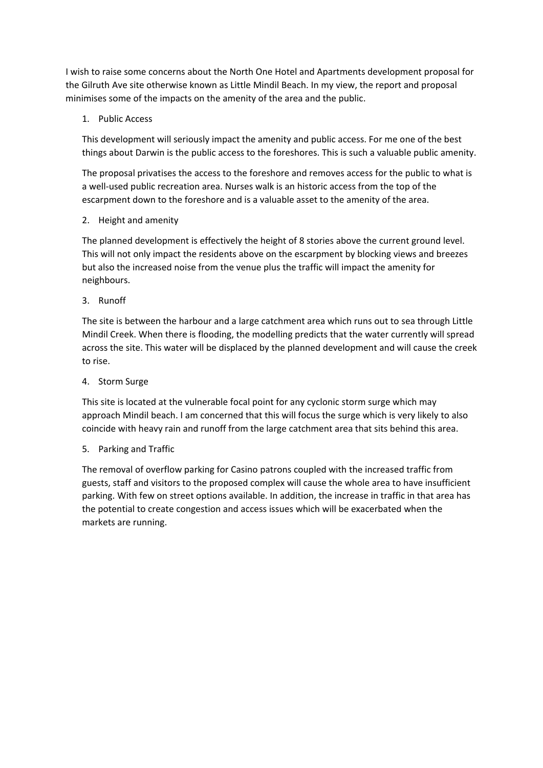I wish to raise some concerns about the North One Hotel and Apartments development proposal for the Gilruth Ave site otherwise known as Little Mindil Beach. In my view, the report and proposal minimises some of the impacts on the amenity of the area and the public.

1. Public Access

   This development will seriously impact the amenity and public access. For me one of the best things about Darwin is the public access to the foreshores. This is such a valuable public amenity.

   The proposal privatises the access to the foreshore and removes access for the public to what is a well-used public recreation area. Nurses walk is an historic access from the top of the escarpment down to the foreshore and is a valuable asset to the amenity of the area.

2. Height and amenity

   The planned development is effectively the height of 8 stories above the current ground level. This will not only impact the residents above on the escarpment by blocking views and breezes but also the increased noise from the venue plus the traffic will impact the amenity for neighbours.

3. Runoff

   The site is between the harbour and a large catchment area which runs out to sea through Little Mindil Creek. When there is flooding, the modelling predicts that the water currently will spread across the site. This water will be displaced by the planned development and will cause the creek to rise.

4. Storm Surge

   This site is located at the vulnerable focal point for any cyclonic storm surge which may approach Mindil beach. I am concerned that this will focus the surge which is very likely to also coincide with heavy rain and runoff from the large catchment area that sits behind this area.

5. Parking and Traffic

   The removal of overflow parking for Casino patrons coupled with the increased traffic from guests, staff and visitors to the proposed complex will cause the whole area to have insufficient parking. With few on street options available. In addition, the increase in traffic in that area has the potential to create congestion and access issues which will be exacerbated when the markets are running.